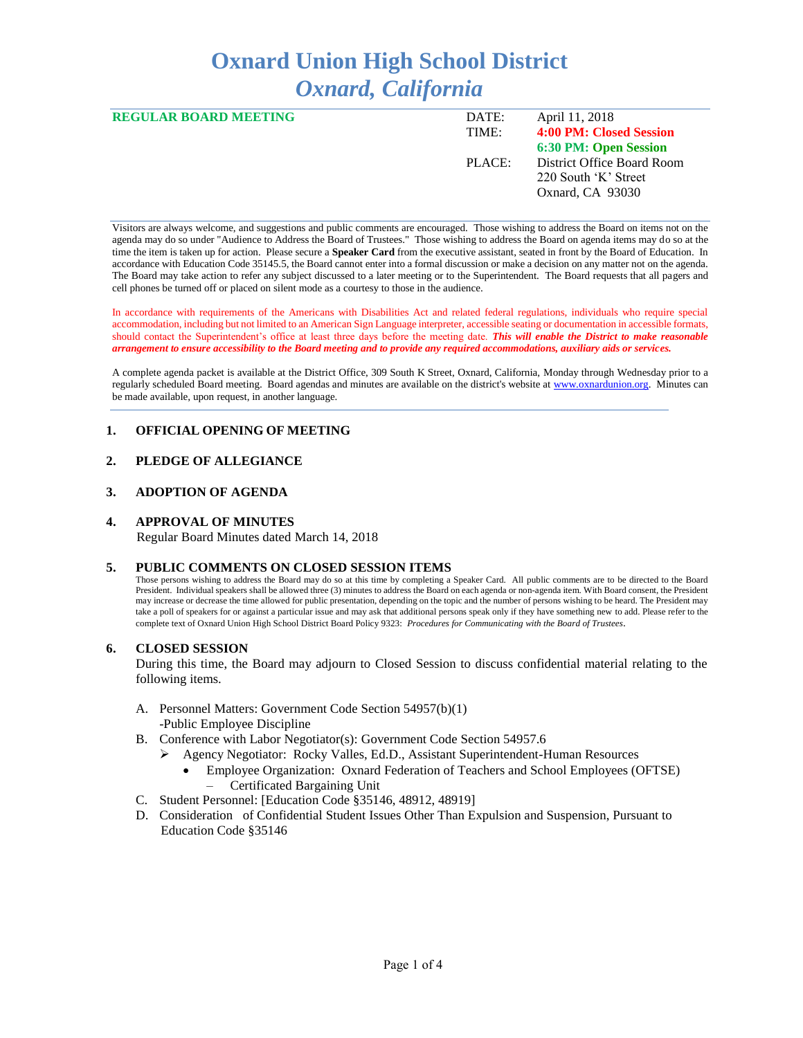# Oxnard Union High School District
## *Oxnard, California*

**REGULAR BOARD MEETING**

| | |
|---|---|
| DATE: | April 11, 2018 |
| TIME: | **4:00 PM: Closed Session** |
| | **6:30 PM: Open Session** |
| PLACE: | District Office Board Room<br>220 South 'K' Street<br>Oxnard, CA 93030 |

Visitors are always welcome, and suggestions and public comments are encouraged. Those wishing to address the Board on items not on the agenda may do so under "Audience to Address the Board of Trustees." Those wishing to address the Board on agenda items may do so at the time the item is taken up for action. Please secure a **Speaker Card** from the executive assistant, seated in front by the Board of Education. In accordance with Education Code 35145.5, the Board cannot enter into a formal discussion or make a decision on any matter not on the agenda. The Board may take action to refer any subject discussed to a later meeting or to the Superintendent. The Board requests that all pagers and cell phones be turned off or placed on silent mode as a courtesy to those in the audience.

In accordance with requirements of the Americans with Disabilities Act and related federal regulations, individuals who require special accommodation, including but not limited to an American Sign Language interpreter, accessible seating or documentation in accessible formats, should contact the Superintendent's office at least three days before the meeting date. ***This will enable the District to make reasonable arrangement to ensure accessibility to the Board meeting and to provide any required accommodations, auxiliary aids or services.***

A complete agenda packet is available at the District Office, 309 South K Street, Oxnard, California, Monday through Wednesday prior to a regularly scheduled Board meeting. Board agendas and minutes are available on the district's website at www.oxnardunion.org. Minutes can be made available, upon request, in another language.

### 1. OFFICIAL OPENING OF MEETING

### 2. PLEDGE OF ALLEGIANCE

### 3. ADOPTION OF AGENDA

### 4. APPROVAL OF MINUTES

Regular Board Minutes dated March 14, 2018

### 5. PUBLIC COMMENTS ON CLOSED SESSION ITEMS

Those persons wishing to address the Board may do so at this time by completing a Speaker Card. All public comments are to be directed to the Board President. Individual speakers shall be allowed three (3) minutes to address the Board on each agenda or non-agenda item. With Board consent, the President may increase or decrease the time allowed for public presentation, depending on the topic and the number of persons wishing to be heard. The President may take a poll of speakers for or against a particular issue and may ask that additional persons speak only if they have something new to add. Please refer to the complete text of Oxnard Union High School District Board Policy 9323: *Procedures for Communicating with the Board of Trustees*.

### 6. CLOSED SESSION

During this time, the Board may adjourn to Closed Session to discuss confidential material relating to the following items.

A. Personnel Matters: Government Code Section 54957(b)(1)
   -Public Employee Discipline

B. Conference with Labor Negotiator(s): Government Code Section 54957.6
   - Agency Negotiator: Rocky Valles, Ed.D., Assistant Superintendent-Human Resources
     - Employee Organization: Oxnard Federation of Teachers and School Employees (OFTSE)
       – Certificated Bargaining Unit

C. Student Personnel: [Education Code §35146, 48912, 48919]

D. Consideration of Confidential Student Issues Other Than Expulsion and Suspension, Pursuant to Education Code §35146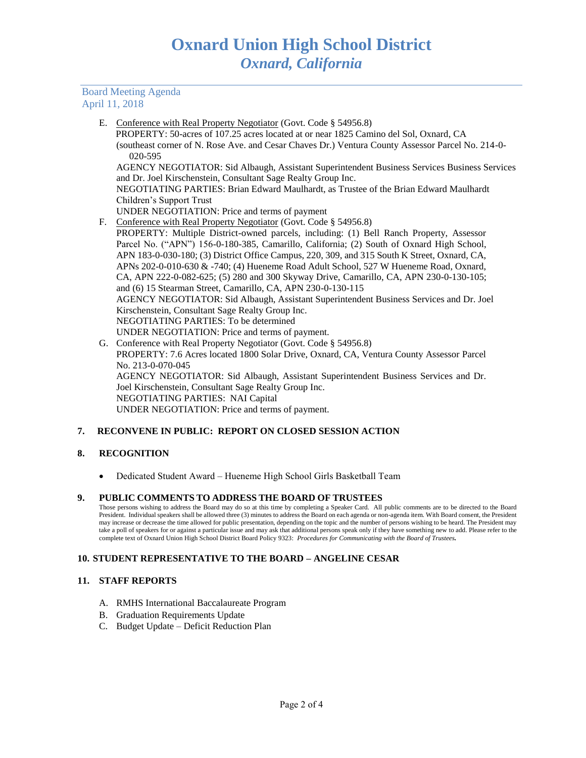Board Meeting Agenda
April 11, 2018

E. Conference with Real Property Negotiator (Govt. Code § 54956.8)
PROPERTY: 50-acres of 107.25 acres located at or near 1825 Camino del Sol, Oxnard, CA (southeast corner of N. Rose Ave. and Cesar Chaves Dr.) Ventura County Assessor Parcel No. 214-0-020-595
AGENCY NEGOTIATOR: Sid Albaugh, Assistant Superintendent Business Services Business Services and Dr. Joel Kirschenstein, Consultant Sage Realty Group Inc.
NEGOTIATING PARTIES: Brian Edward Maulhardt, as Trustee of the Brian Edward Maulhardt Children's Support Trust
UNDER NEGOTIATION: Price and terms of payment

F. Conference with Real Property Negotiator (Govt. Code § 54956.8)
PROPERTY: Multiple District-owned parcels, including: (1) Bell Ranch Property, Assessor Parcel No. ("APN") 156-0-180-385, Camarillo, California; (2) South of Oxnard High School, APN 183-0-030-180; (3) District Office Campus, 220, 309, and 315 South K Street, Oxnard, CA, APNs 202-0-010-630 & -740; (4) Hueneme Road Adult School, 527 W Hueneme Road, Oxnard, CA, APN 222-0-082-625; (5) 280 and 300 Skyway Drive, Camarillo, CA, APN 230-0-130-105; and (6) 15 Stearman Street, Camarillo, CA, APN 230-0-130-115
AGENCY NEGOTIATOR: Sid Albaugh, Assistant Superintendent Business Services and Dr. Joel Kirschenstein, Consultant Sage Realty Group Inc.
NEGOTIATING PARTIES: To be determined
UNDER NEGOTIATION: Price and terms of payment.

G. Conference with Real Property Negotiator (Govt. Code § 54956.8)
PROPERTY: 7.6 Acres located 1800 Solar Drive, Oxnard, CA, Ventura County Assessor Parcel No. 213-0-070-045
AGENCY NEGOTIATOR: Sid Albaugh, Assistant Superintendent Business Services and Dr. Joel Kirschenstein, Consultant Sage Realty Group Inc.
NEGOTIATING PARTIES: NAI Capital
UNDER NEGOTIATION: Price and terms of payment.

## 7. RECONVENE IN PUBLIC: REPORT ON CLOSED SESSION ACTION

## 8. RECOGNITION

- Dedicated Student Award – Hueneme High School Girls Basketball Team

## 9. PUBLIC COMMENTS TO ADDRESS THE BOARD OF TRUSTEES

Those persons wishing to address the Board may do so at this time by completing a Speaker Card. All public comments are to be directed to the Board President. Individual speakers shall be allowed three (3) minutes to address the Board on each agenda or non-agenda item. With Board consent, the President may increase or decrease the time allowed for public presentation, depending on the topic and the number of persons wishing to be heard. The President may take a poll of speakers for or against a particular issue and may ask that additional persons speak only if they have something new to add. Please refer to the complete text of Oxnard Union High School District Board Policy 9323: ***Procedures for Communicating with the Board of Trustees.***

## 10. STUDENT REPRESENTATIVE TO THE BOARD – ANGELINE CESAR

## 11. STAFF REPORTS

A. RMHS International Baccalaureate Program
B. Graduation Requirements Update
C. Budget Update – Deficit Reduction Plan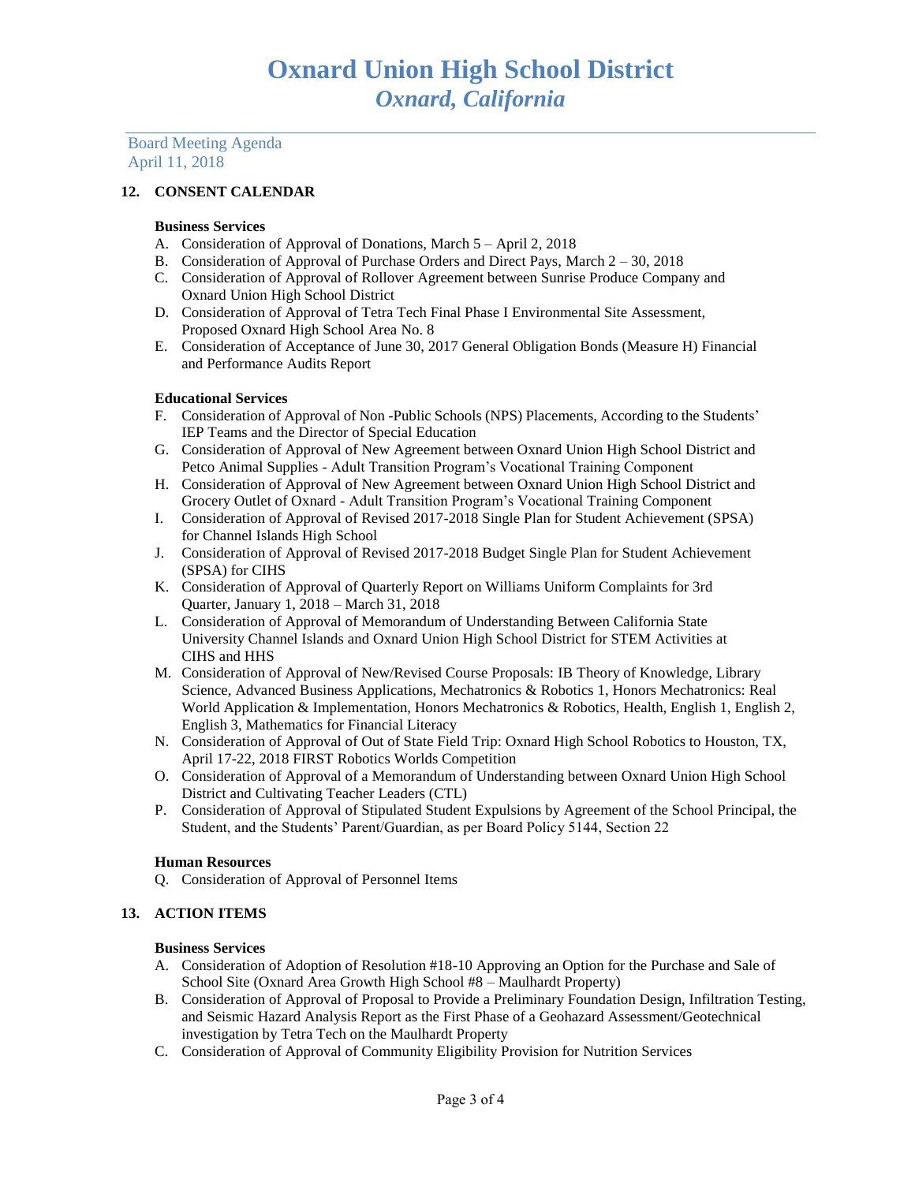# Oxnard Union High School District
## *Oxnard, California*

Board Meeting Agenda
April 11, 2018

**12. CONSENT CALENDAR**

**Business Services**

A. Consideration of Approval of Donations, March 5 – April 2, 2018
B. Consideration of Approval of Purchase Orders and Direct Pays, March 2 – 30, 2018
C. Consideration of Approval of Rollover Agreement between Sunrise Produce Company and Oxnard Union High School District
D. Consideration of Approval of Tetra Tech Final Phase I Environmental Site Assessment, Proposed Oxnard High School Area No. 8
E. Consideration of Acceptance of June 30, 2017 General Obligation Bonds (Measure H) Financial and Performance Audits Report

**Educational Services**

F. Consideration of Approval of Non -Public Schools (NPS) Placements, According to the Students' IEP Teams and the Director of Special Education
G. Consideration of Approval of New Agreement between Oxnard Union High School District and Petco Animal Supplies - Adult Transition Program's Vocational Training Component
H. Consideration of Approval of New Agreement between Oxnard Union High School District and Grocery Outlet of Oxnard - Adult Transition Program's Vocational Training Component
I. Consideration of Approval of Revised 2017-2018 Single Plan for Student Achievement (SPSA) for Channel Islands High School
J. Consideration of Approval of Revised 2017-2018 Budget Single Plan for Student Achievement (SPSA) for CIHS
K. Consideration of Approval of Quarterly Report on Williams Uniform Complaints for 3rd Quarter, January 1, 2018 – March 31, 2018
L. Consideration of Approval of Memorandum of Understanding Between California State University Channel Islands and Oxnard Union High School District for STEM Activities at CIHS and HHS
M. Consideration of Approval of New/Revised Course Proposals: IB Theory of Knowledge, Library Science, Advanced Business Applications, Mechatronics & Robotics 1, Honors Mechatronics: Real World Application & Implementation, Honors Mechatronics & Robotics, Health, English 1, English 2, English 3, Mathematics for Financial Literacy
N. Consideration of Approval of Out of State Field Trip: Oxnard High School Robotics to Houston, TX, April 17-22, 2018 FIRST Robotics Worlds Competition
O. Consideration of Approval of a Memorandum of Understanding between Oxnard Union High School District and Cultivating Teacher Leaders (CTL)
P. Consideration of Approval of Stipulated Student Expulsions by Agreement of the School Principal, the Student, and the Students' Parent/Guardian, as per Board Policy 5144, Section 22

**Human Resources**

Q. Consideration of Approval of Personnel Items

**13. ACTION ITEMS**

**Business Services**

A. Consideration of Adoption of Resolution #18-10 Approving an Option for the Purchase and Sale of School Site (Oxnard Area Growth High School #8 – Maulhardt Property)
B. Consideration of Approval of Proposal to Provide a Preliminary Foundation Design, Infiltration Testing, and Seismic Hazard Analysis Report as the First Phase of a Geohazard Assessment/Geotechnical investigation by Tetra Tech on the Maulhardt Property
C. Consideration of Approval of Community Eligibility Provision for Nutrition Services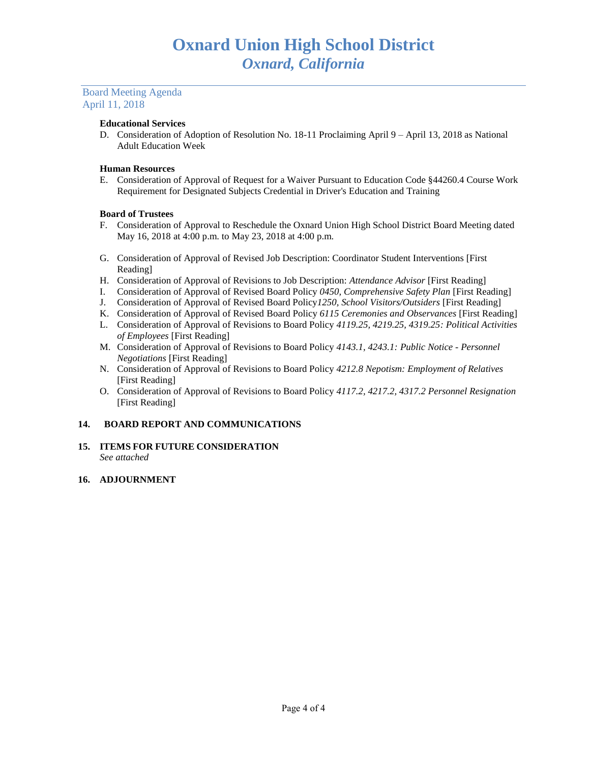# Oxnard Union High School District
## *Oxnard, California*

Board Meeting Agenda
April 11, 2018

**Educational Services**

D. Consideration of Adoption of Resolution No. 18-11 Proclaiming April 9 – April 13, 2018 as National Adult Education Week

**Human Resources**

E. Consideration of Approval of Request for a Waiver Pursuant to Education Code §44260.4 Course Work Requirement for Designated Subjects Credential in Driver's Education and Training

**Board of Trustees**

F. Consideration of Approval to Reschedule the Oxnard Union High School District Board Meeting dated May 16, 2018 at 4:00 p.m. to May 23, 2018 at 4:00 p.m.

G. Consideration of Approval of Revised Job Description: Coordinator Student Interventions [First Reading]
H. Consideration of Approval of Revisions to Job Description: *Attendance Advisor* [First Reading]
I. Consideration of Approval of Revised Board Policy *0450, Comprehensive Safety Plan* [First Reading]
J. Consideration of Approval of Revised Board Policy*1250, School Visitors/Outsiders* [First Reading]
K. Consideration of Approval of Revised Board Policy *6115 Ceremonies and Observances* [First Reading]
L. Consideration of Approval of Revisions to Board Policy *4119.25, 4219.25, 4319.25: Political Activities of Employees* [First Reading]
M. Consideration of Approval of Revisions to Board Policy *4143.1, 4243.1: Public Notice - Personnel Negotiations* [First Reading]
N. Consideration of Approval of Revisions to Board Policy *4212.8 Nepotism: Employment of Relatives* [First Reading]
O. Consideration of Approval of Revisions to Board Policy *4117.2, 4217.2, 4317.2 Personnel Resignation* [First Reading]

**14. BOARD REPORT AND COMMUNICATIONS**

**15. ITEMS FOR FUTURE CONSIDERATION**
*See attached*

**16. ADJOURNMENT**